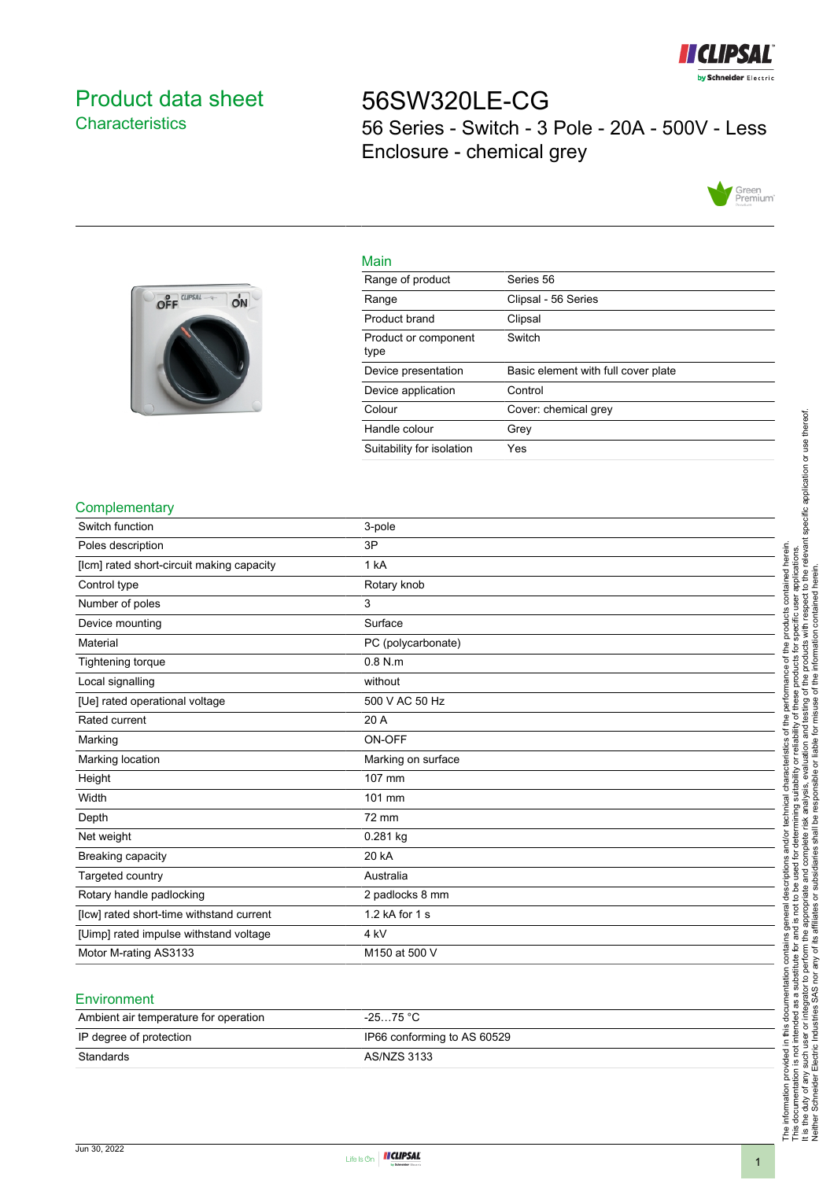# Product data sheet
## Characteristics

# 56SW320LE-CG

56 Series - Switch - 3 Pole - 20A - 500V - Less Enclosure - chemical grey

## Main

| | |
|---|---|
| Range of product | Series 56 |
| Range | Clipsal - 56 Series |
| Product brand | Clipsal |
| Product or component type | Switch |
| Device presentation | Basic element with full cover plate |
| Device application | Control |
| Colour | Cover: chemical grey |
| Handle colour | Grey |
| Suitability for isolation | Yes |

## Complementary

| | |
|---|---|
| Switch function | 3-pole |
| Poles description | 3P |
| [Icm] rated short-circuit making capacity | 1 kA |
| Control type | Rotary knob |
| Number of poles | 3 |
| Device mounting | Surface |
| Material | PC (polycarbonate) |
| Tightening torque | 0.8 N.m |
| Local signalling | without |
| [Ue] rated operational voltage | 500 V AC 50 Hz |
| Rated current | 20 A |
| Marking | ON-OFF |
| Marking location | Marking on surface |
| Height | 107 mm |
| Width | 101 mm |
| Depth | 72 mm |
| Net weight | 0.281 kg |
| Breaking capacity | 20 kA |
| Targeted country | Australia |
| Rotary handle padlocking | 2 padlocks 8 mm |
| [Icw] rated short-time withstand current | 1.2 kA for 1 s |
| [Uimp] rated impulse withstand voltage | 4 kV |
| Motor M-rating AS3133 | M150 at 500 V |

## Environment

| | |
|---|---|
| Ambient air temperature for operation | -25…75 °C |
| IP degree of protection | IP66 conforming to AS 60529 |
| Standards | AS/NZS 3133 |

The information provided in this documentation contains general descriptions and/or technical characteristics of the performance of the products contained herein. This documentation is not intended as a substitute for and is not to be used for determining suitability or reliability of these products for specific user applications. It is the duty of any such user or integrator to perform the appropriate and complete risk analysis, evaluation and testing of the products with respect to the relevant specific application or use thereof. Neither Schneider Electric Industries SAS nor any of its affiliates or subsidiaries shall be responsible or liable for misuse of the information contained herein.

Jun 30, 2022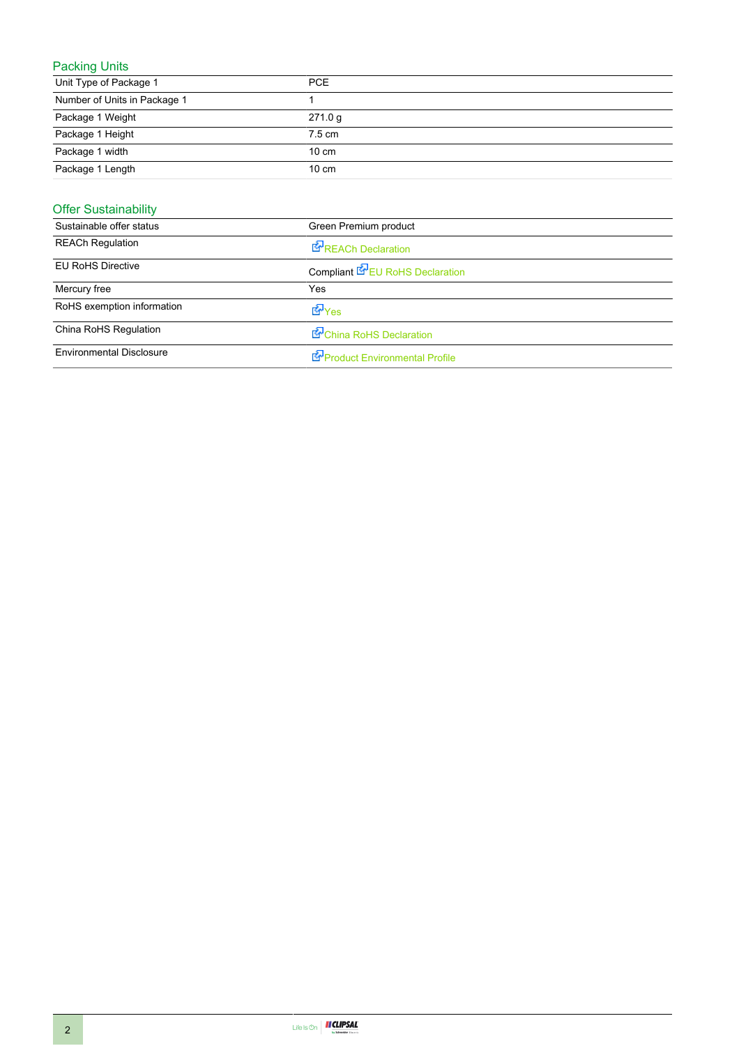## Packing Units

| | |
|---|---|
| Unit Type of Package 1 | PCE |
| Number of Units in Package 1 | 1 |
| Package 1 Weight | 271.0 g |
| Package 1 Height | 7.5 cm |
| Package 1 width | 10 cm |
| Package 1 Length | 10 cm |

## Offer Sustainability

| | |
|---|---|
| Sustainable offer status | Green Premium product |
| REACh Regulation | REACh Declaration |
| EU RoHS Directive | Compliant EU RoHS Declaration |
| Mercury free | Yes |
| RoHS exemption information | Yes |
| China RoHS Regulation | China RoHS Declaration |
| Environmental Disclosure | Product Environmental Profile |